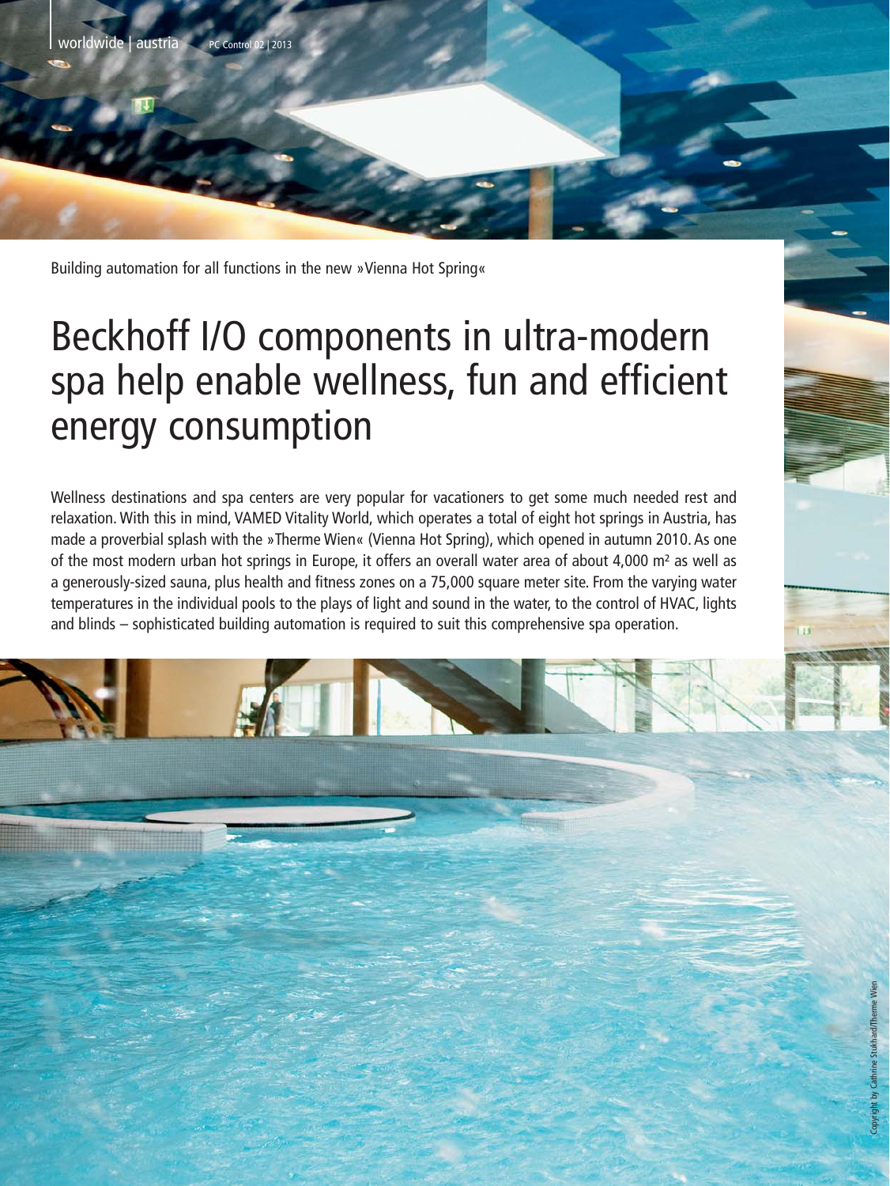Building automation for all functions in the new »Vienna Hot Spring«

# Beckhoff I/O components in ultra-modern spa help enable wellness, fun and efficient energy consumption

Wellness destinations and spa centers are very popular for vacationers to get some much needed rest and relaxation. With this in mind, VAMED Vitality World, which operates a total of eight hot springs in Austria, has made a proverbial splash with the »Therme Wien« (Vienna Hot Spring), which opened in autumn 2010. As one of the most modern urban hot springs in Europe, it offers an overall water area of about 4,000 m² as well as a generously-sized sauna, plus health and fitness zones on a 75,000 square meter site. From the varying water temperatures in the individual pools to the plays of light and sound in the water, to the control of HVAC, lights and blinds – sophisticated building automation is required to suit this comprehensive spa operation.

Copyright by Cathrine Stukhard/Therme Wien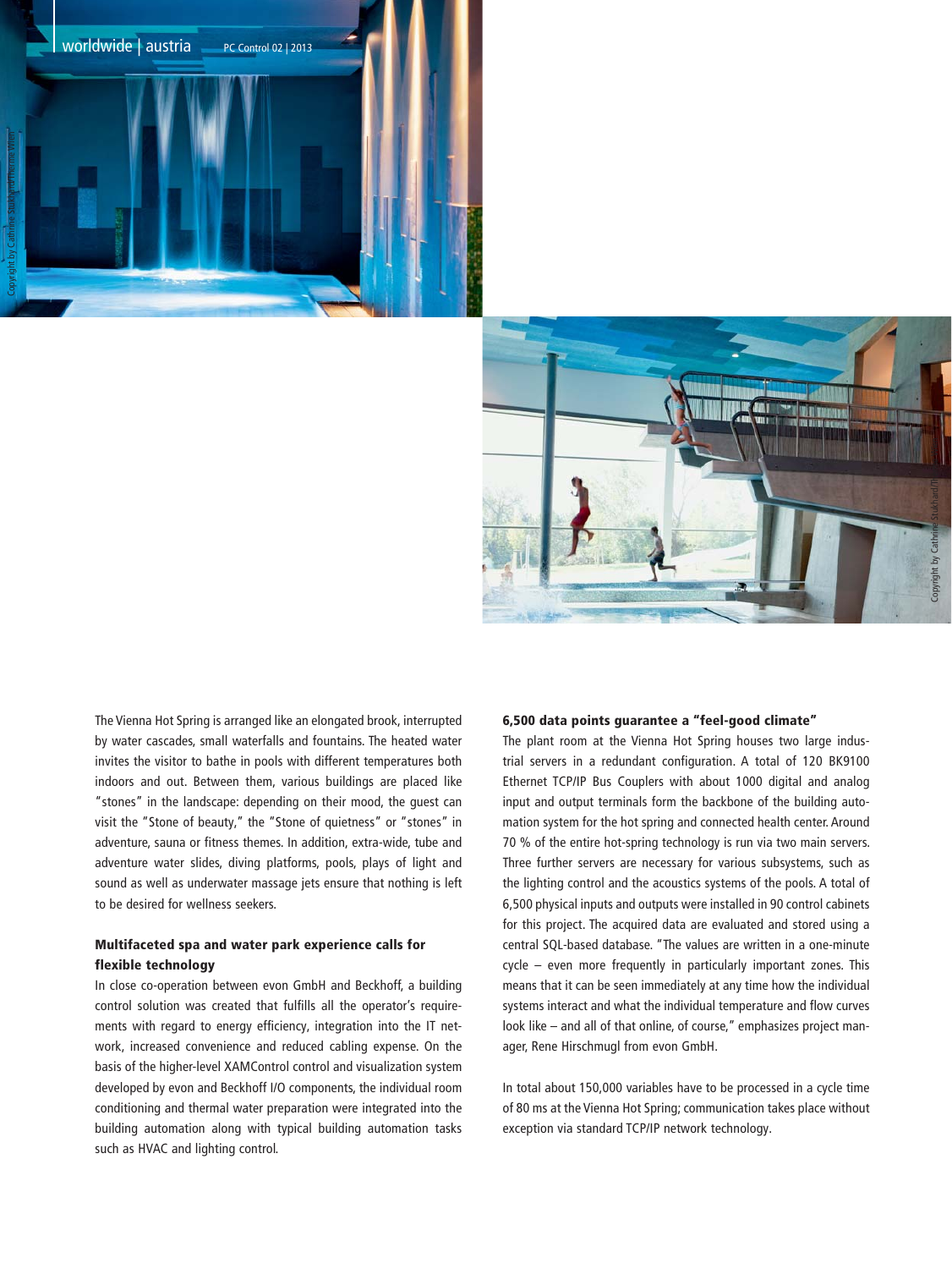The Vienna Hot Spring is arranged like an elongated brook, interrupted by water cascades, small waterfalls and fountains. The heated water invites the visitor to bathe in pools with different temperatures both indoors and out. Between them, various buildings are placed like "stones" in the landscape: depending on their mood, the guest can visit the "Stone of beauty," the "Stone of quietness" or "stones" in adventure, sauna or fitness themes. In addition, extra-wide, tube and adventure water slides, diving platforms, pools, plays of light and sound as well as underwater massage jets ensure that nothing is left to be desired for wellness seekers.

### Multifaceted spa and water park experience calls for flexible technology

In close co-operation between evon GmbH and Beckhoff, a building control solution was created that fulfills all the operator's requirements with regard to energy efficiency, integration into the IT network, increased convenience and reduced cabling expense. On the basis of the higher-level XAMControl control and visualization system developed by evon and Beckhoff I/O components, the individual room conditioning and thermal water preparation were integrated into the building automation along with typical building automation tasks such as HVAC and lighting control.

### 6,500 data points guarantee a "feel-good climate"

The plant room at the Vienna Hot Spring houses two large industrial servers in a redundant configuration. A total of 120 BK9100 Ethernet TCP/IP Bus Couplers with about 1000 digital and analog input and output terminals form the backbone of the building automation system for the hot spring and connected health center. Around 70 % of the entire hot-spring technology is run via two main servers. Three further servers are necessary for various subsystems, such as the lighting control and the acoustics systems of the pools. A total of 6,500 physical inputs and outputs were installed in 90 control cabinets for this project. The acquired data are evaluated and stored using a central SQL-based database. "The values are written in a one-minute cycle – even more frequently in particularly important zones. This means that it can be seen immediately at any time how the individual systems interact and what the individual temperature and flow curves look like – and all of that online, of course," emphasizes project manager, Rene Hirschmugl from evon GmbH.

In total about 150,000 variables have to be processed in a cycle time of 80 ms at the Vienna Hot Spring; communication takes place without exception via standard TCP/IP network technology.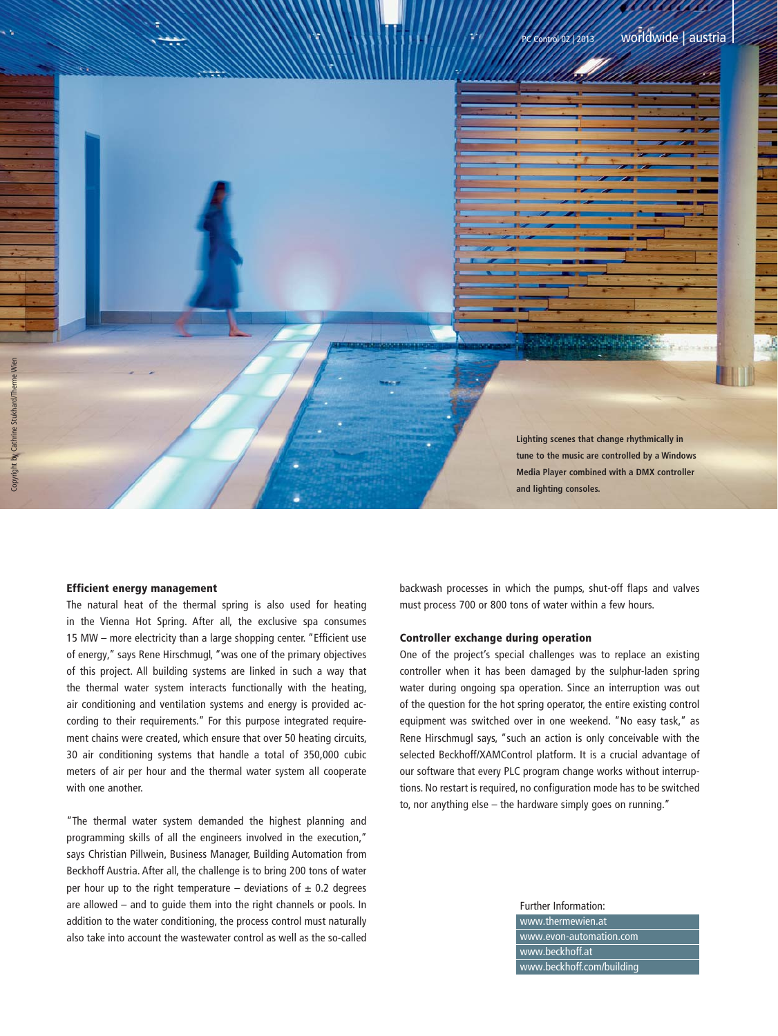Lighting scenes that change rhythmically in tune to the music are controlled by a Windows Media Player combined with a DMX controller and lighting consoles.

Copyright by Cathrine Stukhard/Therme Wien

### Efficient energy management

The natural heat of the thermal spring is also used for heating in the Vienna Hot Spring. After all, the exclusive spa consumes 15 MW – more electricity than a large shopping center. "Efficient use of energy," says Rene Hirschmugl, "was one of the primary objectives of this project. All building systems are linked in such a way that the thermal water system interacts functionally with the heating, air conditioning and ventilation systems and energy is provided according to their requirements." For this purpose integrated requirement chains were created, which ensure that over 50 heating circuits, 30 air conditioning systems that handle a total of 350,000 cubic meters of air per hour and the thermal water system all cooperate with one another.

"The thermal water system demanded the highest planning and programming skills of all the engineers involved in the execution," says Christian Pillwein, Business Manager, Building Automation from Beckhoff Austria. After all, the challenge is to bring 200 tons of water per hour up to the right temperature – deviations of ± 0.2 degrees are allowed – and to guide them into the right channels or pools. In addition to the water conditioning, the process control must naturally also take into account the wastewater control as well as the so-called backwash processes in which the pumps, shut-off flaps and valves must process 700 or 800 tons of water within a few hours.

### Controller exchange during operation

One of the project's special challenges was to replace an existing controller when it has been damaged by the sulphur-laden spring water during ongoing spa operation. Since an interruption was out of the question for the hot spring operator, the entire existing control equipment was switched over in one weekend. "No easy task," as Rene Hirschmugl says, "such an action is only conceivable with the selected Beckhoff/XAMControl platform. It is a crucial advantage of our software that every PLC program change works without interruptions. No restart is required, no configuration mode has to be switched to, nor anything else – the hardware simply goes on running."

Further Information:
www.thermewien.at
www.evon-automation.com
www.beckhoff.at
www.beckhoff.com/building